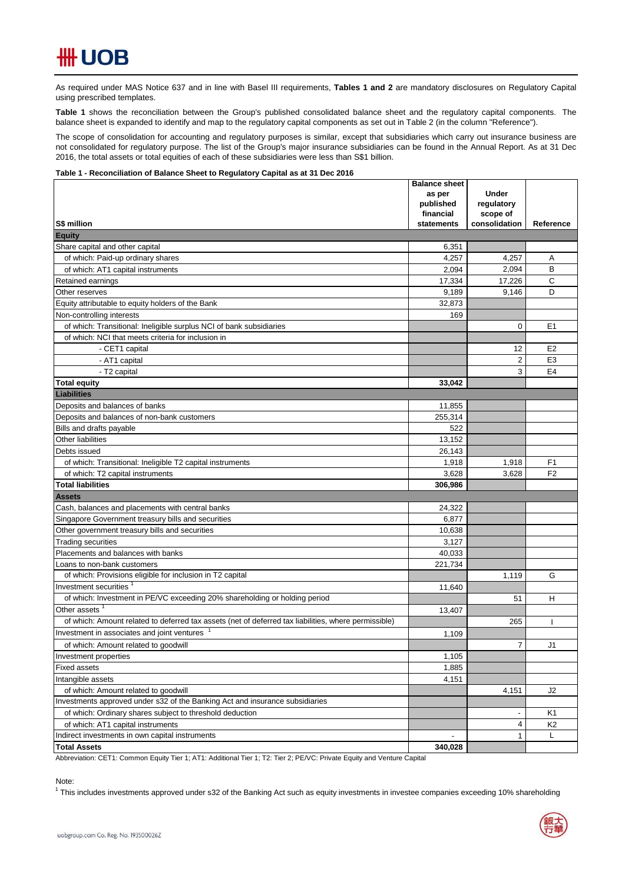As required under MAS Notice 637 and in line with Basel III requirements, **Tables 1 and 2** are mandatory disclosures on Regulatory Capital using prescribed templates.

**Table 1** shows the reconciliation between the Group's published consolidated balance sheet and the regulatory capital components. The balance sheet is expanded to identify and map to the regulatory capital components as set out in Table 2 (in the column "Reference").

The scope of consolidation for accounting and regulatory purposes is similar, except that subsidiaries which carry out insurance business are not consolidated for regulatory purpose. The list of the Group's major insurance subsidiaries can be found in the Annual Report. As at 31 Dec 2016, the total assets or total equities of each of these subsidiaries were less than S$1 billion.

**Table 1 - Reconciliation of Balance Sheet to Regulatory Capital as at 31 Dec 2016**

| S$ million | Balance sheet as per published financial statements | Under regulatory scope of consolidation | Reference |
|---|---|---|---|
| **Equity** | | | |
| Share capital and other capital | 6,351 | | |
| of which: Paid-up ordinary shares | 4,257 | 4,257 | A |
| of which: AT1 capital instruments | 2,094 | 2,094 | B |
| Retained earnings | 17,334 | 17,226 | C |
| Other reserves | 9,189 | 9,146 | D |
| Equity attributable to equity holders of the Bank | 32,873 | | |
| Non-controlling interests | 169 | | |
| of which: Transitional: Ineligible surplus NCI of bank subsidiaries | | 0 | E1 |
| of which: NCI that meets criteria for inclusion in | | | |
| - CET1 capital | | 12 | E2 |
| - AT1 capital | | 2 | E3 |
| - T2 capital | | 3 | E4 |
| **Total equity** | **33,042** | | |
| **Liabilities** | | | |
| Deposits and balances of banks | 11,855 | | |
| Deposits and balances of non-bank customers | 255,314 | | |
| Bills and drafts payable | 522 | | |
| Other liabilities | 13,152 | | |
| Debts issued | 26,143 | | |
| of which: Transitional: Ineligible T2 capital instruments | 1,918 | 1,918 | F1 |
| of which: T2 capital instruments | 3,628 | 3,628 | F2 |
| **Total liabilities** | **306,986** | | |
| **Assets** | | | |
| Cash, balances and placements with central banks | 24,322 | | |
| Singapore Government treasury bills and securities | 6,877 | | |
| Other government treasury bills and securities | 10,638 | | |
| Trading securities | 3,127 | | |
| Placements and balances with banks | 40,033 | | |
| Loans to non-bank customers | 221,734 | | |
| of which: Provisions eligible for inclusion in T2 capital | | 1,119 | G |
| Investment securities [1] | 11,640 | | |
| of which: Investment in PE/VC exceeding 20% shareholding or holding period | | 51 | H |
| Other assets [1] | 13,407 | | |
| of which: Amount related to deferred tax assets (net of deferred tax liabilities, where permissible) | | 265 | I |
| Investment in associates and joint ventures [1] | 1,109 | | |
| of which: Amount related to goodwill | | 7 | J1 |
| Investment properties | 1,105 | | |
| Fixed assets | 1,885 | | |
| Intangible assets | 4,151 | | |
| of which: Amount related to goodwill | | 4,151 | J2 |
| Investments approved under s32 of the Banking Act and insurance subsidiaries | | | |
| of which: Ordinary shares subject to threshold deduction | | - | K1 |
| of which: AT1 capital instruments | | 4 | K2 |
| Indirect investments in own capital instruments | - | 1 | L |
| **Total Assets** | **340,028** | | |

Abbreviation: CET1: Common Equity Tier 1; AT1: Additional Tier 1; T2: Tier 2; PE/VC: Private Equity and Venture Capital

Note:

[1] This includes investments approved under s32 of the Banking Act such as equity investments in investee companies exceeding 10% shareholding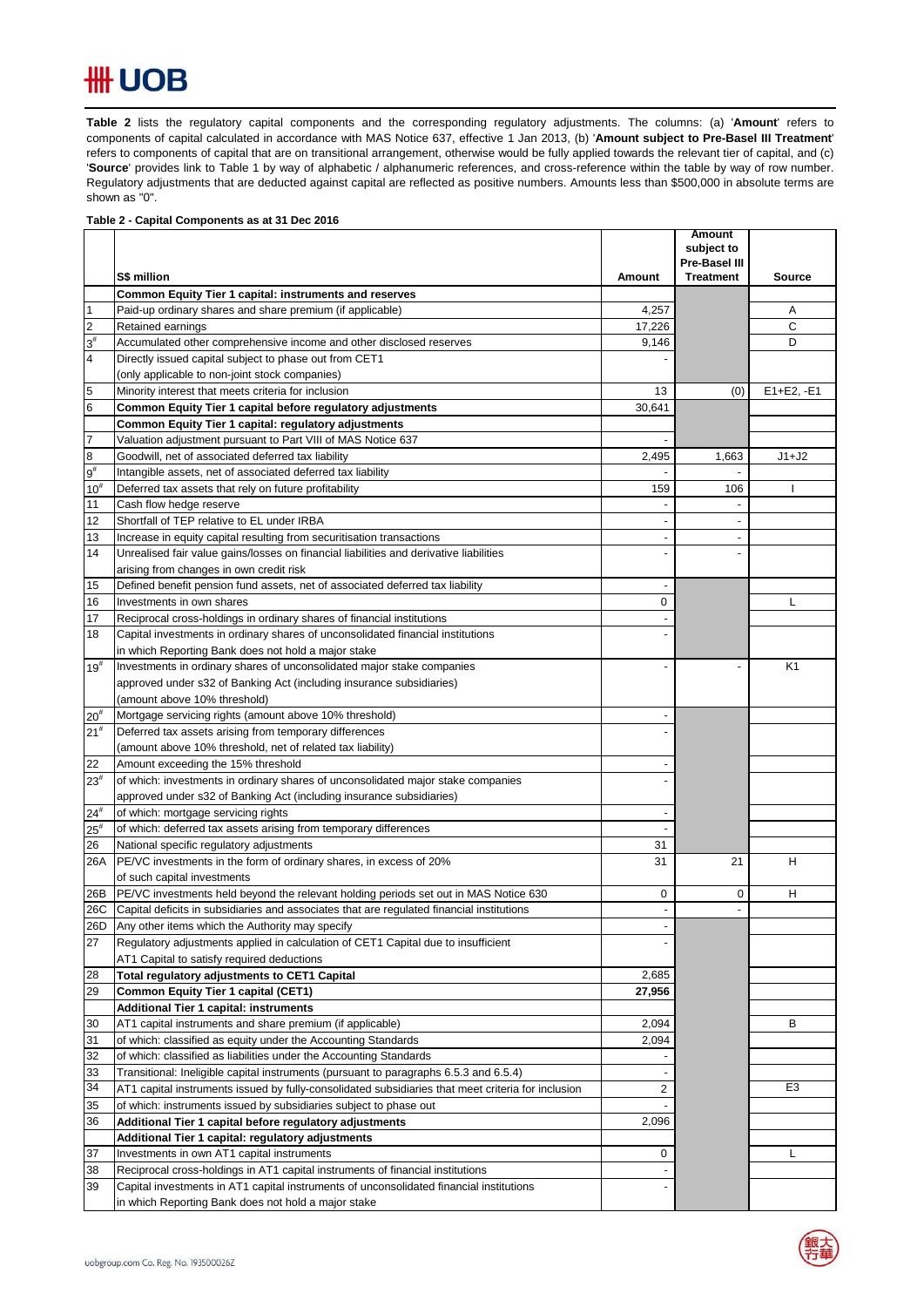**Table 2** lists the regulatory capital components and the corresponding regulatory adjustments. The columns: (a) '**Amount**' refers to components of capital calculated in accordance with MAS Notice 637, effective 1 Jan 2013, (b) '**Amount subject to Pre-Basel III Treatment**' refers to components of capital that are on transitional arrangement, otherwise would be fully applied towards the relevant tier of capital, and (c) '**Source**' provides link to Table 1 by way of alphabetic / alphanumeric references, and cross-reference within the table by way of row number. Regulatory adjustments that are deducted against capital are reflected as positive numbers. Amounts less than $500,000 in absolute terms are shown as "0".

**Table 2 - Capital Components as at 31 Dec 2016**

| | S$ million | Amount | Amount subject to Pre-Basel III Treatment | Source |
|---|---|---|---|---|
| | **Common Equity Tier 1 capital: instruments and reserves** | | | |
| 1 | Paid-up ordinary shares and share premium (if applicable) | 4,257 | | A |
| 2 | Retained earnings | 17,226 | | C |
| 3# | Accumulated other comprehensive income and other disclosed reserves | 9,146 | | D |
| 4 | Directly issued capital subject to phase out from CET1 (only applicable to non-joint stock companies) | - | | |
| 5 | Minority interest that meets criteria for inclusion | 13 | (0) | E1+E2, -E1 |
| 6 | **Common Equity Tier 1 capital before regulatory adjustments** | 30,641 | | |
| | **Common Equity Tier 1 capital: regulatory adjustments** | | | |
| 7 | Valuation adjustment pursuant to Part VIII of MAS Notice 637 | - | | |
| 8 | Goodwill, net of associated deferred tax liability | 2,495 | 1,663 | J1+J2 |
| 9# | Intangible assets, net of associated deferred tax liability | - | - | |
| 10# | Deferred tax assets that rely on future profitability | 159 | 106 | I |
| 11 | Cash flow hedge reserve | - | - | |
| 12 | Shortfall of TEP relative to EL under IRBA | - | - | |
| 13 | Increase in equity capital resulting from securitisation transactions | - | - | |
| 14 | Unrealised fair value gains/losses on financial liabilities and derivative liabilities arising from changes in own credit risk | - | - | |
| 15 | Defined benefit pension fund assets, net of associated deferred tax liability | - | | |
| 16 | Investments in own shares | 0 | | L |
| 17 | Reciprocal cross-holdings in ordinary shares of financial institutions | - | | |
| 18 | Capital investments in ordinary shares of unconsolidated financial institutions in which Reporting Bank does not hold a major stake | - | | |
| 19# | Investments in ordinary shares of unconsolidated major stake companies approved under s32 of Banking Act (including insurance subsidiaries) (amount above 10% threshold) | - | - | K1 |
| 20# | Mortgage servicing rights (amount above 10% threshold) | - | | |
| 21# | Deferred tax assets arising from temporary differences (amount above 10% threshold, net of related tax liability) | - | | |
| 22 | Amount exceeding the 15% threshold | - | | |
| 23# | of which: investments in ordinary shares of unconsolidated major stake companies approved under s32 of Banking Act (including insurance subsidiaries) | - | | |
| 24# | of which: mortgage servicing rights | - | | |
| 25# | of which: deferred tax assets arising from temporary differences | - | | |
| 26 | National specific regulatory adjustments | 31 | | |
| 26A | PE/VC investments in the form of ordinary shares, in excess of 20% of such capital investments | 31 | 21 | H |
| 26B | PE/VC investments held beyond the relevant holding periods set out in MAS Notice 630 | 0 | 0 | H |
| 26C | Capital deficits in subsidiaries and associates that are regulated financial institutions | - | - | |
| 26D | Any other items which the Authority may specify | - | | |
| 27 | Regulatory adjustments applied in calculation of CET1 Capital due to insufficient AT1 Capital to satisfy required deductions | - | | |
| 28 | **Total regulatory adjustments to CET1 Capital** | 2,685 | | |
| 29 | **Common Equity Tier 1 capital (CET1)** | **27,956** | | |
| | **Additional Tier 1 capital: instruments** | | | |
| 30 | AT1 capital instruments and share premium (if applicable) | 2,094 | | B |
| 31 | of which: classified as equity under the Accounting Standards | 2,094 | | |
| 32 | of which: classified as liabilities under the Accounting Standards | - | | |
| 33 | Transitional: Ineligible capital instruments (pursuant to paragraphs 6.5.3 and 6.5.4) | - | | |
| 34 | AT1 capital instruments issued by fully-consolidated subsidiaries that meet criteria for inclusion | 2 | | E3 |
| 35 | of which: instruments issued by subsidiaries subject to phase out | - | | |
| 36 | **Additional Tier 1 capital before regulatory adjustments** | 2,096 | | |
| | **Additional Tier 1 capital: regulatory adjustments** | | | |
| 37 | Investments in own AT1 capital instruments | 0 | | L |
| 38 | Reciprocal cross-holdings in AT1 capital instruments of financial institutions | - | | |
| 39 | Capital investments in AT1 capital instruments of unconsolidated financial institutions in which Reporting Bank does not hold a major stake | - | | |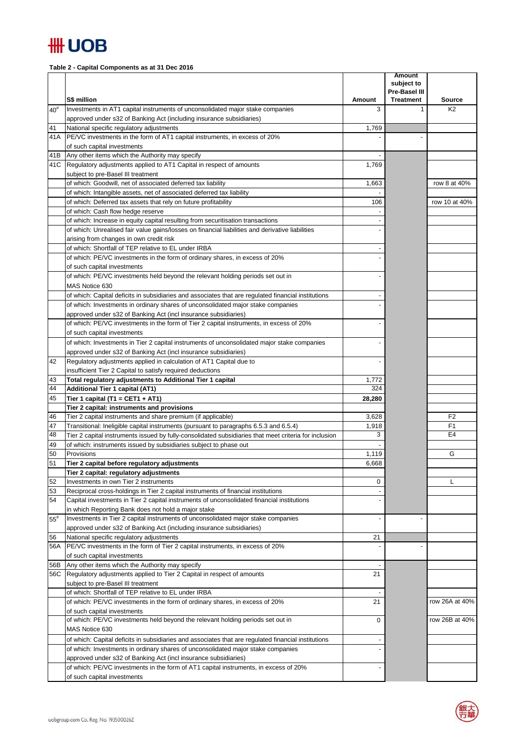**Table 2 - Capital Components as at 31 Dec 2016**

| | S$ million | Amount | Amount subject to Pre-Basel III Treatment | Source |
|---|---|---|---|---|
| 40# | Investments in AT1 capital instruments of unconsolidated major stake companies approved under s32 of Banking Act (including insurance subsidiaries) | 3 | 1 | K2 |
| 41 | National specific regulatory adjustments | 1,769 | | |
| 41A | PE/VC investments in the form of AT1 capital instruments, in excess of 20% of such capital investments | - | - | |
| 41B | Any other items which the Authority may specify | - | | |
| 41C | Regulatory adjustments applied to AT1 Capital in respect of amounts subject to pre-Basel III treatment | 1,769 | | |
| | of which: Goodwill, net of associated deferred tax liability | 1,663 | | row 8 at 40% |
| | of which: Intangible assets, net of associated deferred tax liability | - | | |
| | of which: Deferred tax assets that rely on future profitability | 106 | | row 10 at 40% |
| | of which: Cash flow hedge reserve | - | | |
| | of which: Increase in equity capital resulting from securitisation transactions | - | | |
| | of which: Unrealised fair value gains/losses on financial liabilities and derivative liabilities arising from changes in own credit risk | - | | |
| | of which: Shortfall of TEP relative to EL under IRBA | - | | |
| | of which: PE/VC investments in the form of ordinary shares, in excess of 20% of such capital investments | - | | |
| | of which: PE/VC investments held beyond the relevant holding periods set out in MAS Notice 630 | - | | |
| | of which: Capital deficits in subsidiaries and associates that are regulated financial institutions | - | | |
| | of which: Investments in ordinary shares of unconsolidated major stake companies approved under s32 of Banking Act (incl insurance subsidiaries) | - | | |
| | of which: PE/VC investments in the form of Tier 2 capital instruments, in excess of 20% of such capital investments | - | | |
| | of which: Investments in Tier 2 capital instruments of unconsolidated major stake companies approved under s32 of Banking Act (incl insurance subsidiaries) | - | | |
| 42 | Regulatory adjustments applied in calculation of AT1 Capital due to insufficient Tier 2 Capital to satisfy required deductions | - | | |
| 43 | **Total regulatory adjustments to Additional Tier 1 capital** | 1,772 | | |
| 44 | **Additional Tier 1 capital (AT1)** | 324 | | |
| 45 | **Tier 1 capital (T1 = CET1 + AT1)** | **28,280** | | |
| | **Tier 2 capital: instruments and provisions** | | | |
| 46 | Tier 2 capital instruments and share premium (if applicable) | 3,628 | | F2 |
| 47 | Transitional: Ineligible capital instruments (pursuant to paragraphs 6.5.3 and 6.5.4) | 1,918 | | F1 |
| 48 | Tier 2 capital instruments issued by fully-consolidated subsidiaries that meet criteria for inclusion | 3 | | E4 |
| 49 | of which: instruments issued by subsidiaries subject to phase out | - | | |
| 50 | Provisions | 1,119 | | G |
| 51 | **Tier 2 capital before regulatory adjustments** | 6,668 | | |
| | **Tier 2 capital: regulatory adjustments** | | | |
| 52 | Investments in own Tier 2 instruments | 0 | | L |
| 53 | Reciprocal cross-holdings in Tier 2 capital instruments of financial institutions | - | | |
| 54 | Capital investments in Tier 2 capital instruments of unconsolidated financial institutions in which Reporting Bank does not hold a major stake | - | | |
| 55# | Investments in Tier 2 capital instruments of unconsolidated major stake companies approved under s32 of Banking Act (including insurance subsidiaries) | - | - | |
| 56 | National specific regulatory adjustments | 21 | | |
| 56A | PE/VC investments in the form of Tier 2 capital instruments, in excess of 20% of such capital investments | - | - | |
| 56B | Any other items which the Authority may specify | - | | |
| 56C | Regulatory adjustments applied to Tier 2 Capital in respect of amounts subject to pre-Basel III treatment | 21 | | |
| | of which: Shortfall of TEP relative to EL under IRBA | - | | |
| | of which: PE/VC investments in the form of ordinary shares, in excess of 20% of such capital investments | 21 | | row 26A at 40% |
| | of which: PE/VC investments held beyond the relevant holding periods set out in MAS Notice 630 | 0 | | row 26B at 40% |
| | of which: Capital deficits in subsidiaries and associates that are regulated financial institutions | - | | |
| | of which: Investments in ordinary shares of unconsolidated major stake companies approved under s32 of Banking Act (incl insurance subsidiaries) | - | | |
| | of which: PE/VC investments in the form of AT1 capital instruments, in excess of 20% of such capital investments | - | | |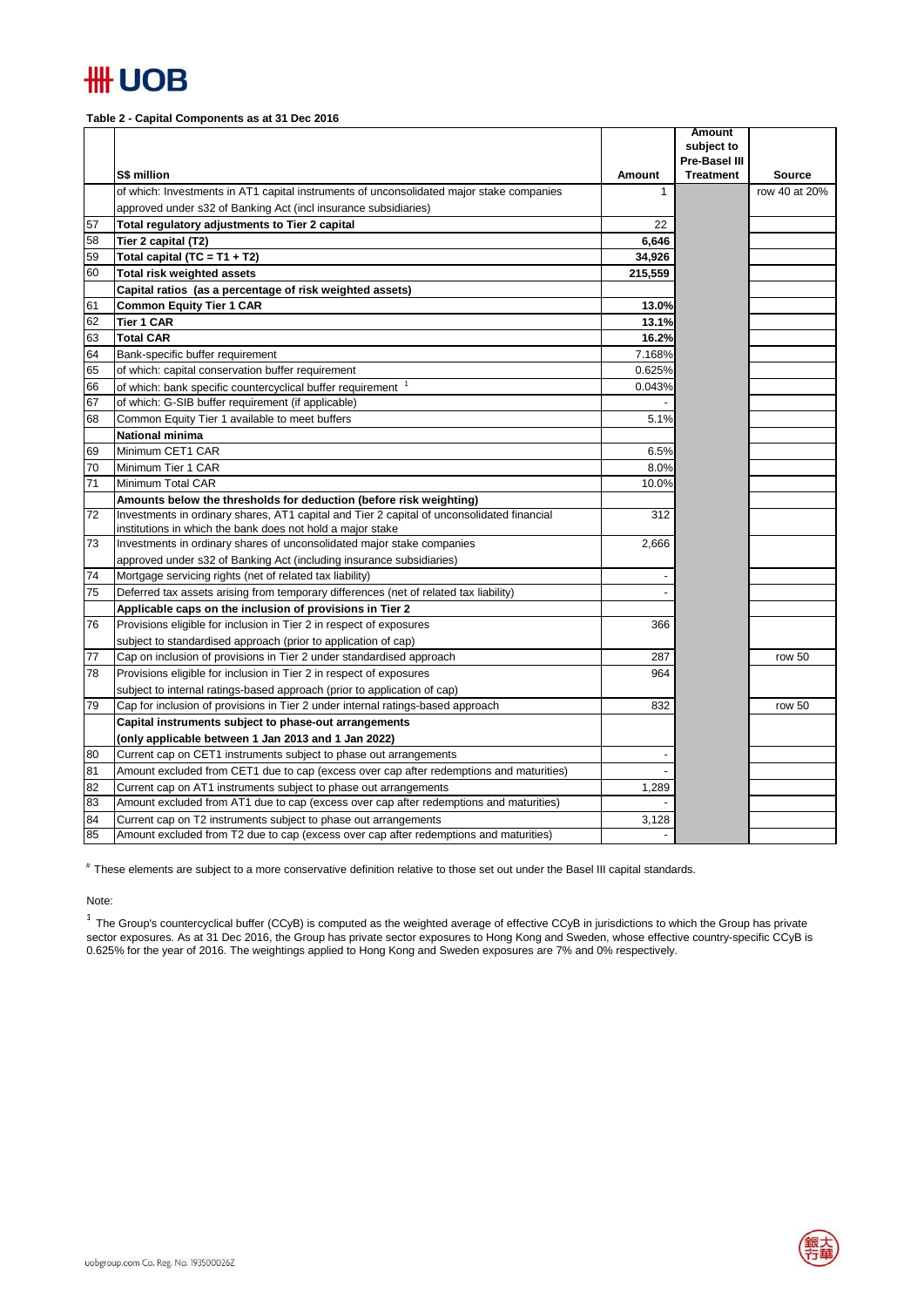Table 2 - Capital Components as at 31 Dec 2016

| | S$ million | Amount | Amount subject to Pre-Basel III Treatment | Source |
|---|---|---|---|---|
| | of which: Investments in AT1 capital instruments of unconsolidated major stake companies approved under s32 of Banking Act (incl insurance subsidiaries) | 1 | | row 40 at 20% |
| 57 | **Total regulatory adjustments to Tier 2 capital** | 22 | | |
| 58 | **Tier 2 capital (T2)** | **6,646** | | |
| 59 | **Total capital (TC = T1 + T2)** | **34,926** | | |
| 60 | **Total risk weighted assets** | **215,559** | | |
| | **Capital ratios (as a percentage of risk weighted assets)** | | | |
| 61 | **Common Equity Tier 1 CAR** | **13.0%** | | |
| 62 | **Tier 1 CAR** | **13.1%** | | |
| 63 | **Total CAR** | **16.2%** | | |
| 64 | Bank-specific buffer requirement | 7.168% | | |
| 65 | of which: capital conservation buffer requirement | 0.625% | | |
| 66 | of which: bank specific countercyclical buffer requirement [1] | 0.043% | | |
| 67 | of which: G-SIB buffer requirement (if applicable) | - | | |
| 68 | Common Equity Tier 1 available to meet buffers | 5.1% | | |
| | **National minima** | | | |
| 69 | Minimum CET1 CAR | 6.5% | | |
| 70 | Minimum Tier 1 CAR | 8.0% | | |
| 71 | Minimum Total CAR | 10.0% | | |
| | **Amounts below the thresholds for deduction (before risk weighting)** | | | |
| 72 | Investments in ordinary shares, AT1 capital and Tier 2 capital of unconsolidated financial institutions in which the bank does not hold a major stake | 312 | | |
| 73 | Investments in ordinary shares of unconsolidated major stake companies approved under s32 of Banking Act (including insurance subsidiaries) | 2,666 | | |
| 74 | Mortgage servicing rights (net of related tax liability) | - | | |
| 75 | Deferred tax assets arising from temporary differences (net of related tax liability) | - | | |
| | **Applicable caps on the inclusion of provisions in Tier 2** | | | |
| 76 | Provisions eligible for inclusion in Tier 2 in respect of exposures subject to standardised approach (prior to application of cap) | 366 | | |
| 77 | Cap on inclusion of provisions in Tier 2 under standardised approach | 287 | | row 50 |
| 78 | Provisions eligible for inclusion in Tier 2 in respect of exposures subject to internal ratings-based approach (prior to application of cap) | 964 | | |
| 79 | Cap for inclusion of provisions in Tier 2 under internal ratings-based approach | 832 | | row 50 |
| | **Capital instruments subject to phase-out arrangements (only applicable between 1 Jan 2013 and 1 Jan 2022)** | | | |
| 80 | Current cap on CET1 instruments subject to phase out arrangements | - | | |
| 81 | Amount excluded from CET1 due to cap (excess over cap after redemptions and maturities) | - | | |
| 82 | Current cap on AT1 instruments subject to phase out arrangements | 1,289 | | |
| 83 | Amount excluded from AT1 due to cap (excess over cap after redemptions and maturities) | - | | |
| 84 | Current cap on T2 instruments subject to phase out arrangements | 3,128 | | |
| 85 | Amount excluded from T2 due to cap (excess over cap after redemptions and maturities) | - | | |

[#] These elements are subject to a more conservative definition relative to those set out under the Basel III capital standards.

Note:

[1] The Group's countercyclical buffer (CCyB) is computed as the weighted average of effective CCyB in jurisdictions to which the Group has private sector exposures. As at 31 Dec 2016, the Group has private sector exposures to Hong Kong and Sweden, whose effective country-specific CCyB is 0.625% for the year of 2016. The weightings applied to Hong Kong and Sweden exposures are 7% and 0% respectively.